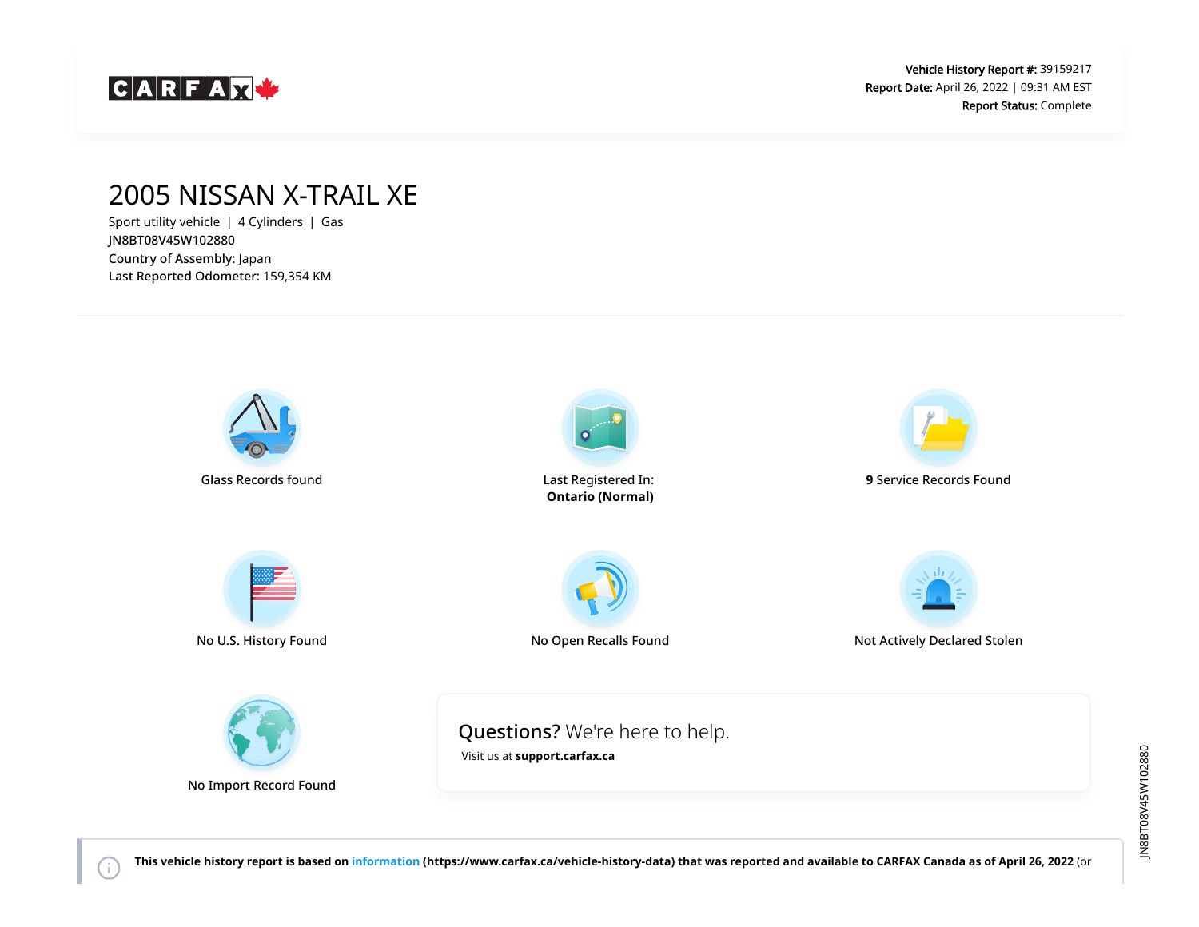CARFAX

**Vehicle History Report #:** 39159217
**Report Date:** April 26, 2022 | 09:31 AM EST
**Report Status:** Complete

# 2005 NISSAN X-TRAIL XE

Sport utility vehicle | 4 Cylinders | Gas
JN8BT08V45W102880
**Country of Assembly:** Japan
**Last Reported Odometer:** 159,354 KM

Glass Records found

Last Registered In:
**Ontario (Normal)**

**9** Service Records Found

No U.S. History Found

No Open Recalls Found

Not Actively Declared Stolen

No Import Record Found

**Questions?** We're here to help.
Visit us at **support.carfax.ca**

**This vehicle history report is based on information (https://www.carfax.ca/vehicle-history-data) that was reported and available to CARFAX Canada as of April 26, 2022** (or

JN8BT08V45W102880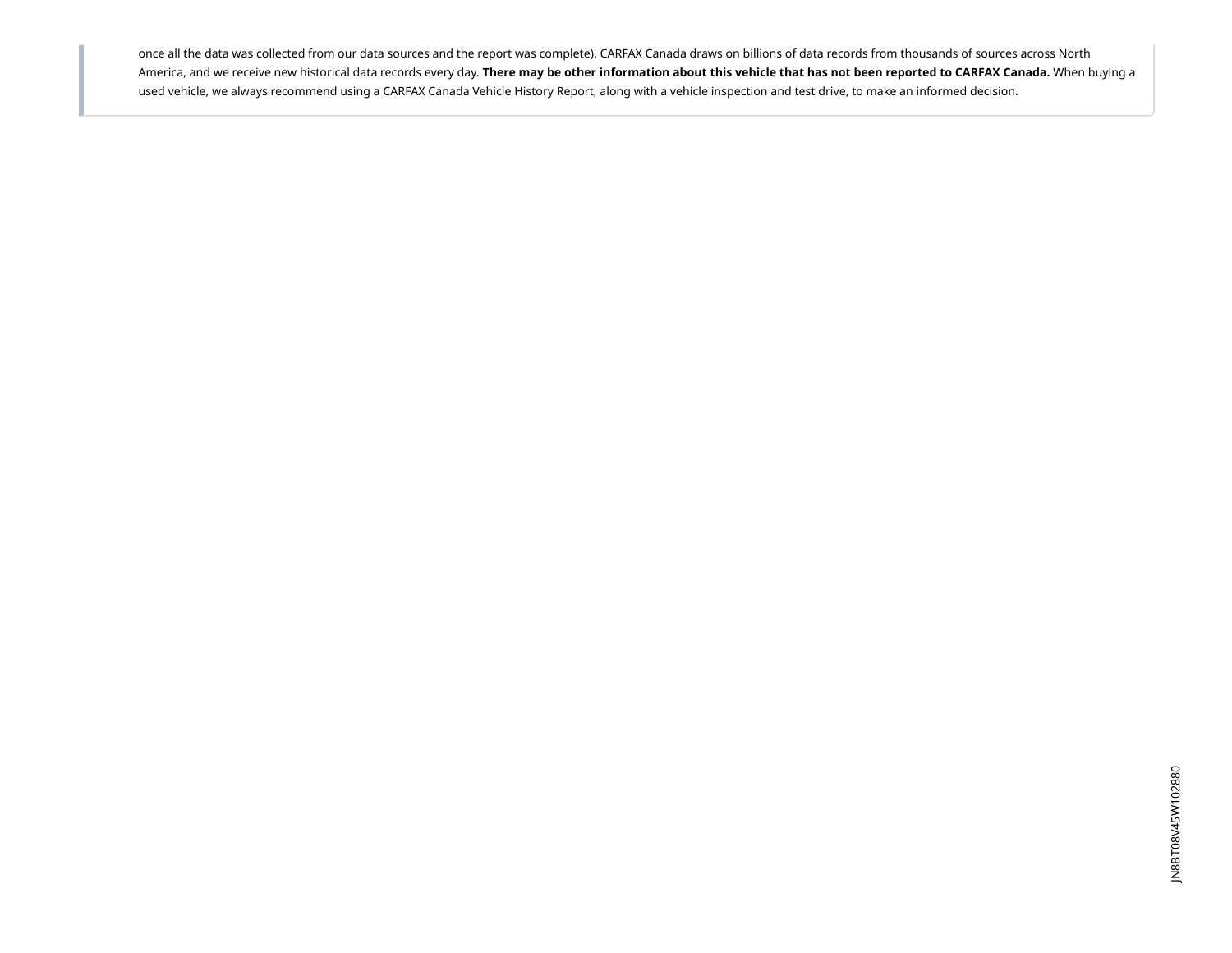once all the data was collected from our data sources and the report was complete). CARFAX Canada draws on billions of data records from thousands of sources across North America, and we receive new historical data records every day. **There may be other information about this vehicle that has not been reported to CARFAX Canada.** When buying a used vehicle, we always recommend using a CARFAX Canada Vehicle History Report, along with a vehicle inspection and test drive, to make an informed decision.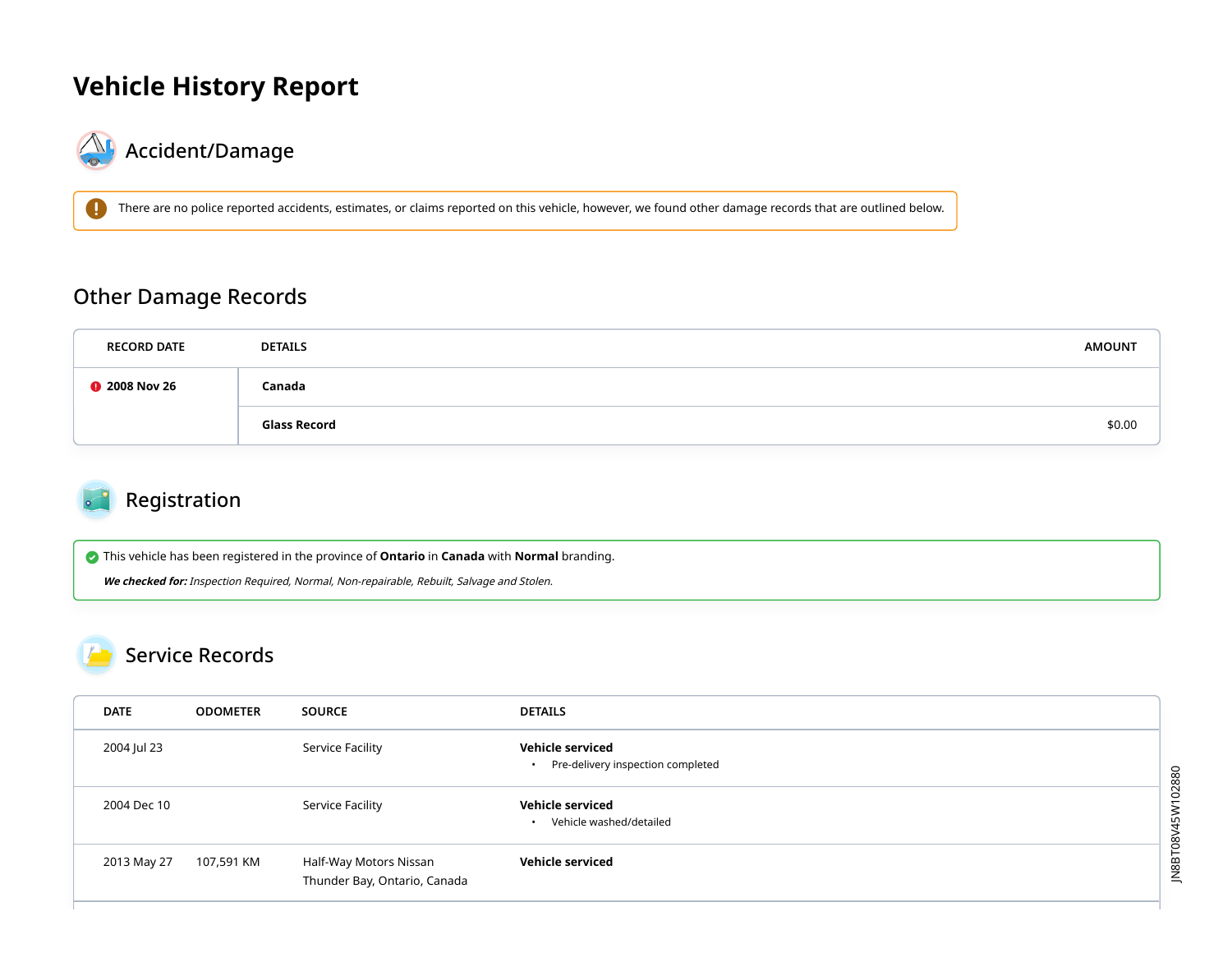# Vehicle History Report

## Accident/Damage

There are no police reported accidents, estimates, or claims reported on this vehicle, however, we found other damage records that are outlined below.

## Other Damage Records

| RECORD DATE | DETAILS | AMOUNT |
|---|---|---|
| 2008 Nov 26 | **Canada** | |
| | **Glass Record** | $0.00 |

## Registration

This vehicle has been registered in the province of **Ontario** in **Canada** with **Normal** branding.

***We checked for:*** *Inspection Required, Normal, Non-repairable, Rebuilt, Salvage and Stolen.*

## Service Records

| DATE | ODOMETER | SOURCE | DETAILS |
|---|---|---|---|
| 2004 Jul 23 | | Service Facility | **Vehicle serviced**<br>• Pre-delivery inspection completed |
| 2004 Dec 10 | | Service Facility | **Vehicle serviced**<br>• Vehicle washed/detailed |
| 2013 May 27 | 107,591 KM | Half-Way Motors Nissan<br>Thunder Bay, Ontario, Canada | **Vehicle serviced** |

JN8BT08V45W102880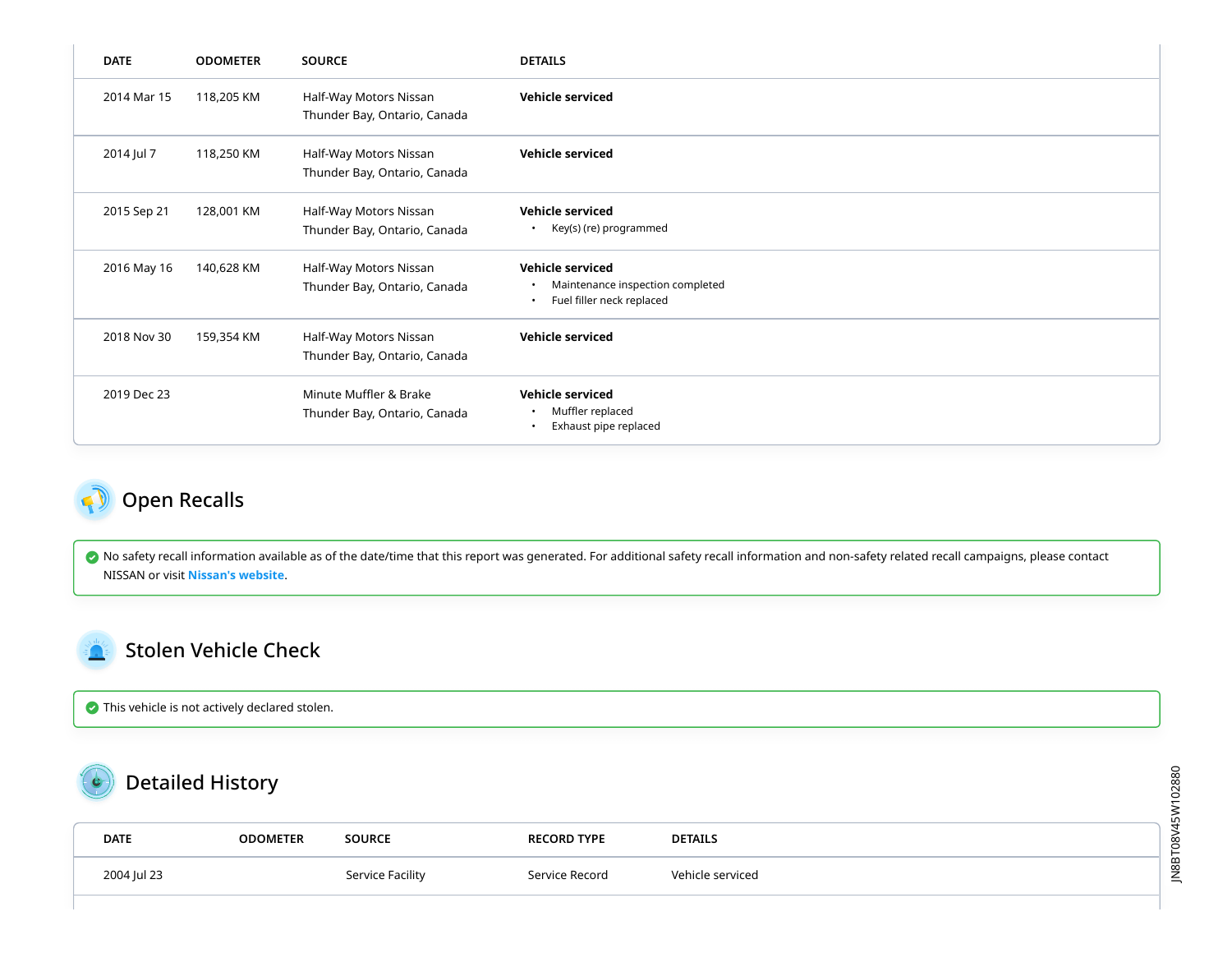| DATE | ODOMETER | SOURCE | DETAILS |
|---|---|---|---|
| 2014 Mar 15 | 118,205 KM | Half-Way Motors Nissan Thunder Bay, Ontario, Canada | **Vehicle serviced** |
| 2014 Jul 7 | 118,250 KM | Half-Way Motors Nissan Thunder Bay, Ontario, Canada | **Vehicle serviced** |
| 2015 Sep 21 | 128,001 KM | Half-Way Motors Nissan Thunder Bay, Ontario, Canada | **Vehicle serviced**<br>• Key(s) (re) programmed |
| 2016 May 16 | 140,628 KM | Half-Way Motors Nissan Thunder Bay, Ontario, Canada | **Vehicle serviced**<br>• Maintenance inspection completed<br>• Fuel filler neck replaced |
| 2018 Nov 30 | 159,354 KM | Half-Way Motors Nissan Thunder Bay, Ontario, Canada | **Vehicle serviced** |
| 2019 Dec 23 | | Minute Muffler & Brake Thunder Bay, Ontario, Canada | **Vehicle serviced**<br>• Muffler replaced<br>• Exhaust pipe replaced |

## Open Recalls

No safety recall information available as of the date/time that this report was generated. For additional safety recall information and non-safety related recall campaigns, please contact NISSAN or visit **Nissan's website**.

## Stolen Vehicle Check

This vehicle is not actively declared stolen.

## Detailed History

| DATE | ODOMETER | SOURCE | RECORD TYPE | DETAILS |
|---|---|---|---|---|
| 2004 Jul 23 | | Service Facility | Service Record | Vehicle serviced |

JN8BT08V45W102880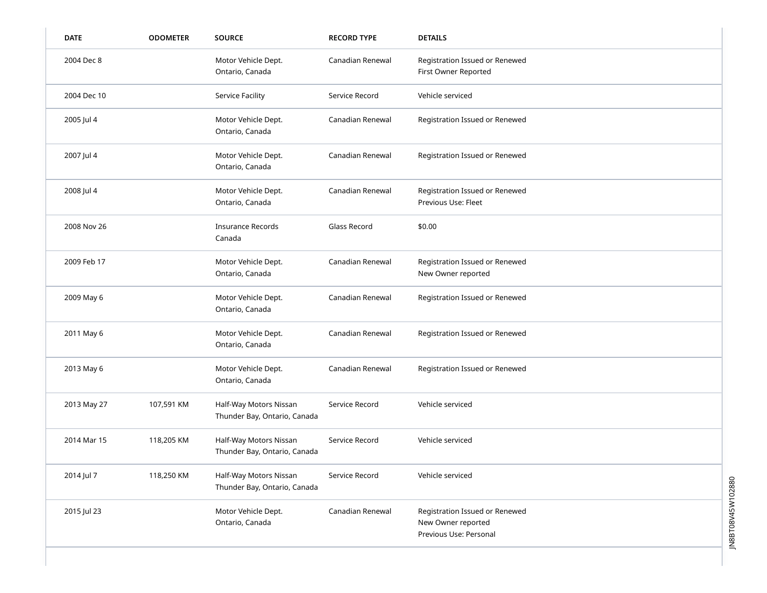| DATE | ODOMETER | SOURCE | RECORD TYPE | DETAILS |
| --- | --- | --- | --- | --- |
| 2004 Dec 8 | | Motor Vehicle Dept.<br>Ontario, Canada | Canadian Renewal | Registration Issued or Renewed<br>First Owner Reported |
| 2004 Dec 10 | | Service Facility | Service Record | Vehicle serviced |
| 2005 Jul 4 | | Motor Vehicle Dept.<br>Ontario, Canada | Canadian Renewal | Registration Issued or Renewed |
| 2007 Jul 4 | | Motor Vehicle Dept.<br>Ontario, Canada | Canadian Renewal | Registration Issued or Renewed |
| 2008 Jul 4 | | Motor Vehicle Dept.<br>Ontario, Canada | Canadian Renewal | Registration Issued or Renewed<br>Previous Use: Fleet |
| 2008 Nov 26 | | Insurance Records<br>Canada | Glass Record | $0.00 |
| 2009 Feb 17 | | Motor Vehicle Dept.<br>Ontario, Canada | Canadian Renewal | Registration Issued or Renewed<br>New Owner reported |
| 2009 May 6 | | Motor Vehicle Dept.<br>Ontario, Canada | Canadian Renewal | Registration Issued or Renewed |
| 2011 May 6 | | Motor Vehicle Dept.<br>Ontario, Canada | Canadian Renewal | Registration Issued or Renewed |
| 2013 May 6 | | Motor Vehicle Dept.<br>Ontario, Canada | Canadian Renewal | Registration Issued or Renewed |
| 2013 May 27 | 107,591 KM | Half-Way Motors Nissan<br>Thunder Bay, Ontario, Canada | Service Record | Vehicle serviced |
| 2014 Mar 15 | 118,205 KM | Half-Way Motors Nissan<br>Thunder Bay, Ontario, Canada | Service Record | Vehicle serviced |
| 2014 Jul 7 | 118,250 KM | Half-Way Motors Nissan<br>Thunder Bay, Ontario, Canada | Service Record | Vehicle serviced |
| 2015 Jul 23 | | Motor Vehicle Dept.<br>Ontario, Canada | Canadian Renewal | Registration Issued or Renewed<br>New Owner reported<br>Previous Use: Personal |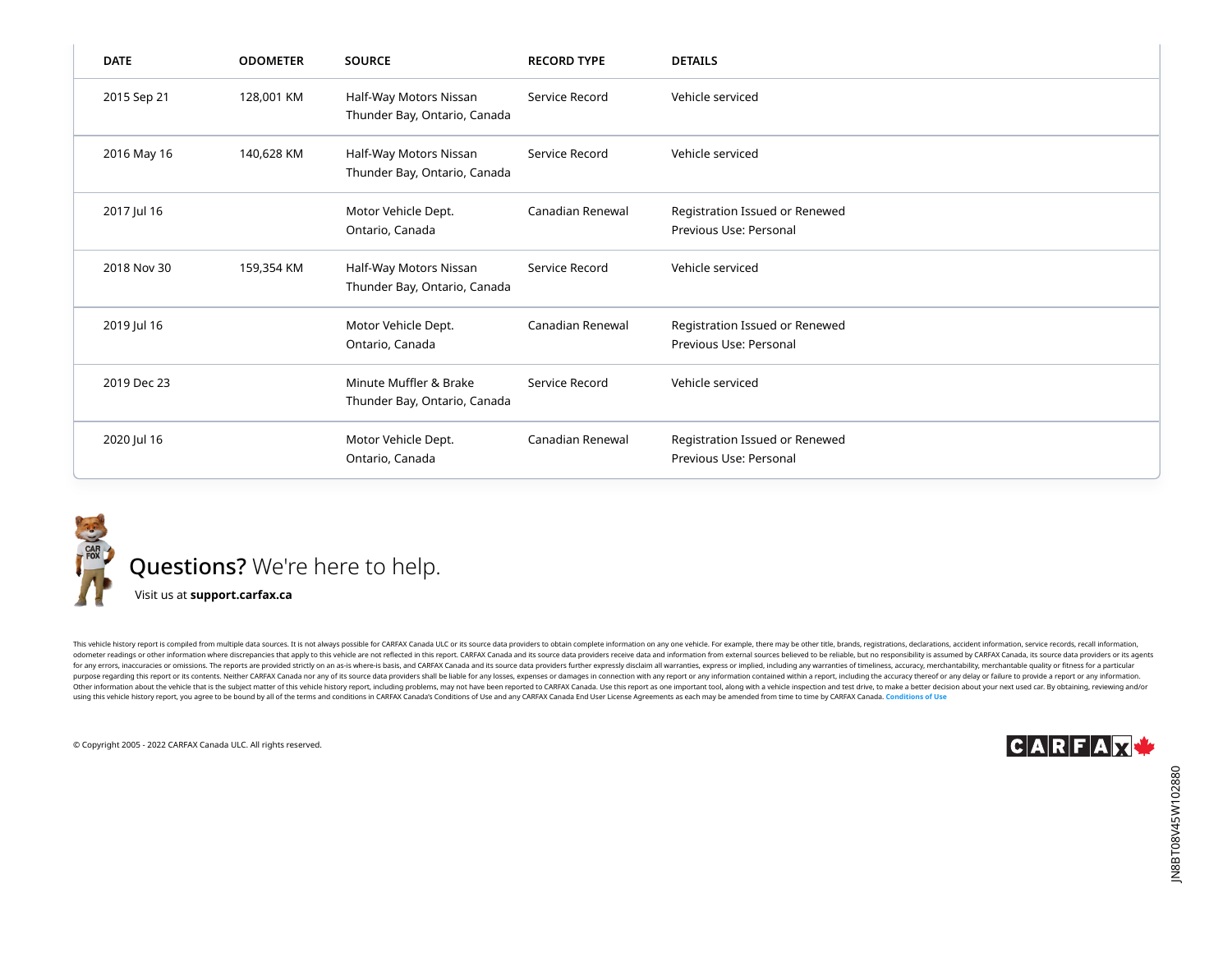| DATE | ODOMETER | SOURCE | RECORD TYPE | DETAILS |
| --- | --- | --- | --- | --- |
| 2015 Sep 21 | 128,001 KM | Half-Way Motors Nissan Thunder Bay, Ontario, Canada | Service Record | Vehicle serviced |
| 2016 May 16 | 140,628 KM | Half-Way Motors Nissan Thunder Bay, Ontario, Canada | Service Record | Vehicle serviced |
| 2017 Jul 16 | | Motor Vehicle Dept. Ontario, Canada | Canadian Renewal | Registration Issued or Renewed Previous Use: Personal |
| 2018 Nov 30 | 159,354 KM | Half-Way Motors Nissan Thunder Bay, Ontario, Canada | Service Record | Vehicle serviced |
| 2019 Jul 16 | | Motor Vehicle Dept. Ontario, Canada | Canadian Renewal | Registration Issued or Renewed Previous Use: Personal |
| 2019 Dec 23 | | Minute Muffler & Brake Thunder Bay, Ontario, Canada | Service Record | Vehicle serviced |
| 2020 Jul 16 | | Motor Vehicle Dept. Ontario, Canada | Canadian Renewal | Registration Issued or Renewed Previous Use: Personal |

## **Questions?** We're here to help.

Visit us at **support.carfax.ca**

This vehicle history report is compiled from multiple data sources. It is not always possible for CARFAX Canada ULC or its source data providers to obtain complete information on any one vehicle. For example, there may be other title, brands, registrations, declarations, accident information, service records, recall information, odometer readings or other information where discrepancies that apply to this vehicle are not reflected in this report. CARFAX Canada and its source data providers receive data and information from external sources believed to be reliable, but no responsibility is assumed by CARFAX Canada, its source data providers or its agents for any errors, inaccuracies or omissions. The reports are provided strictly on an as-is where-is basis, and CARFAX Canada and its source data providers further expressly disclaim all warranties, express or implied, including any warranties of timeliness, accuracy, merchantability, merchantable quality or fitness for a particular purpose regarding this report or its contents. Neither CARFAX Canada nor any of its source data providers shall be liable for any losses, expenses or damages in connection with any report or any information contained within a report, including the accuracy thereof or any delay or failure to provide a report or any information. Other information about the vehicle that is the subject matter of this vehicle history report, including problems, may not have been reported to CARFAX Canada. Use this report as one important tool, along with a vehicle inspection and test drive, to make a better decision about your next used car. By obtaining, reviewing and/or using this vehicle history report, you agree to be bound by all of the terms and conditions in CARFAX Canada's Conditions of Use and any CARFAX Canada End User License Agreements as each may be amended from time to time by CARFAX Canada. Conditions of Use

© Copyright 2005 - 2022 CARFAX Canada ULC. All rights reserved.

CARFAX

JN8BT08V45W102880